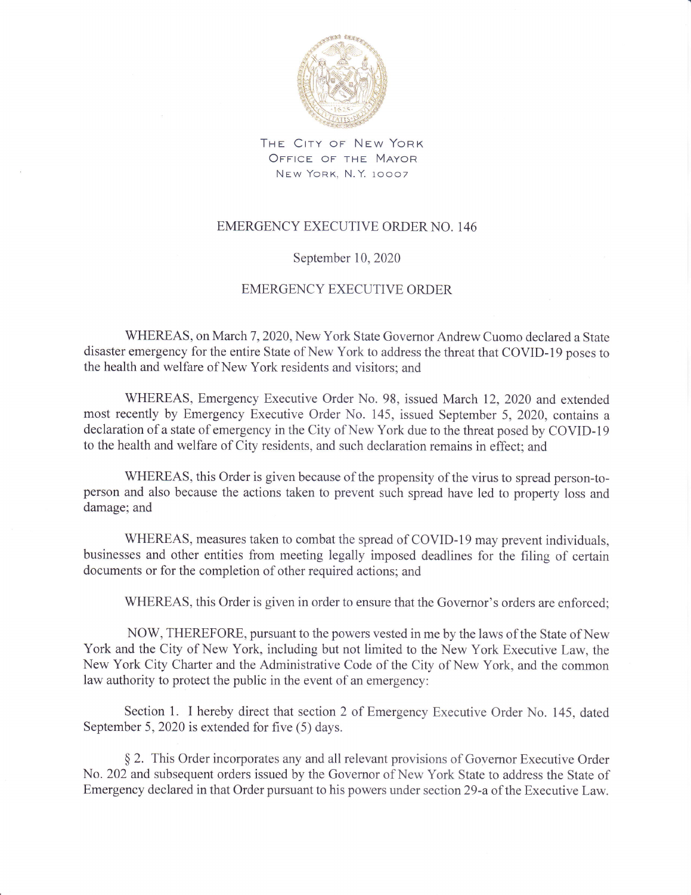THE CITY OF NEW YORK
OFFICE OF THE MAYOR
NEW YORK, N.Y. 10007

# EMERGENCY EXECUTIVE ORDER NO. 146

September 10, 2020

## EMERGENCY EXECUTIVE ORDER

WHEREAS, on March 7, 2020, New York State Governor Andrew Cuomo declared a State disaster emergency for the entire State of New York to address the threat that COVID-19 poses to the health and welfare of New York residents and visitors; and

WHEREAS, Emergency Executive Order No. 98, issued March 12, 2020 and extended most recently by Emergency Executive Order No. 145, issued September 5, 2020, contains a declaration of a state of emergency in the City of New York due to the threat posed by COVID-19 to the health and welfare of City residents, and such declaration remains in effect; and

WHEREAS, this Order is given because of the propensity of the virus to spread person-to-person and also because the actions taken to prevent such spread have led to property loss and damage; and

WHEREAS, measures taken to combat the spread of COVID-19 may prevent individuals, businesses and other entities from meeting legally imposed deadlines for the filing of certain documents or for the completion of other required actions; and

WHEREAS, this Order is given in order to ensure that the Governor's orders are enforced;

NOW, THEREFORE, pursuant to the powers vested in me by the laws of the State of New York and the City of New York, including but not limited to the New York Executive Law, the New York City Charter and the Administrative Code of the City of New York, and the common law authority to protect the public in the event of an emergency:

Section 1. I hereby direct that section 2 of Emergency Executive Order No. 145, dated September 5, 2020 is extended for five (5) days.

§ 2. This Order incorporates any and all relevant provisions of Governor Executive Order No. 202 and subsequent orders issued by the Governor of New York State to address the State of Emergency declared in that Order pursuant to his powers under section 29-a of the Executive Law.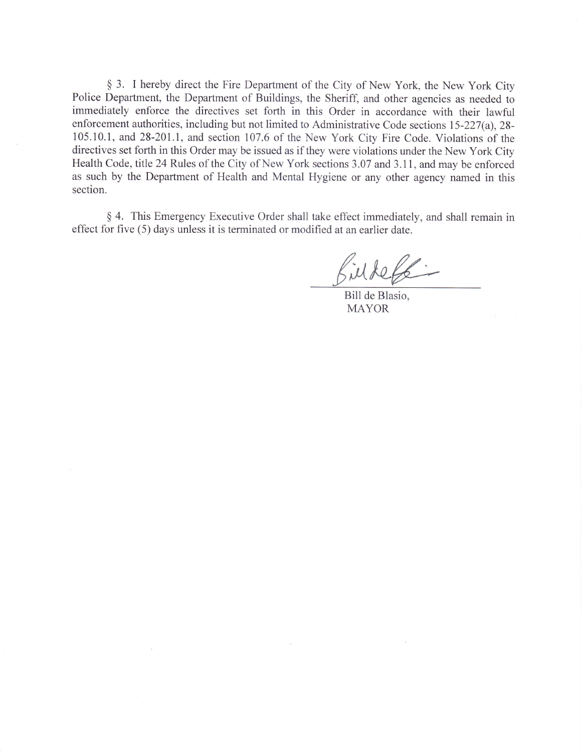§ 3. I hereby direct the Fire Department of the City of New York, the New York City Police Department, the Department of Buildings, the Sheriff, and other agencies as needed to immediately enforce the directives set forth in this Order in accordance with their lawful enforcement authorities, including but not limited to Administrative Code sections 15-227(a), 28-105.10.1, and 28-201.1, and section 107.6 of the New York City Fire Code. Violations of the directives set forth in this Order may be issued as if they were violations under the New York City Health Code, title 24 Rules of the City of New York sections 3.07 and 3.11, and may be enforced as such by the Department of Health and Mental Hygiene or any other agency named in this section.

§ 4. This Emergency Executive Order shall take effect immediately, and shall remain in effect for five (5) days unless it is terminated or modified at an earlier date.

Bill de Blasio,
MAYOR